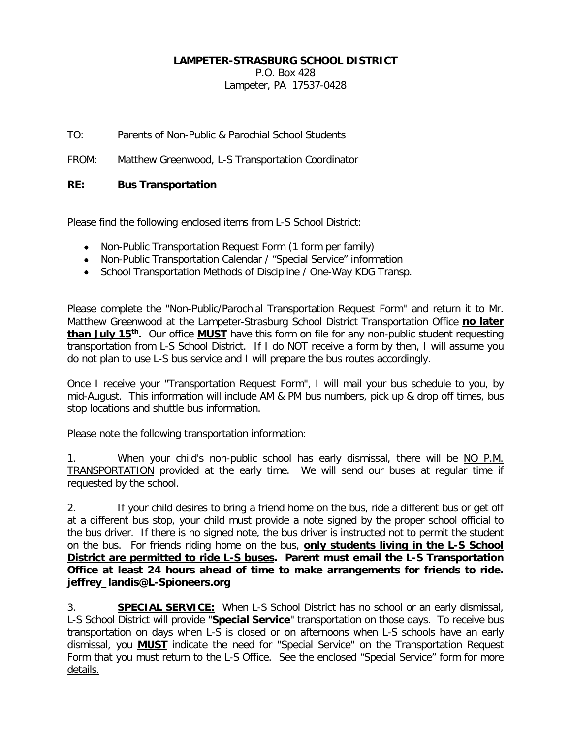**LAMPETER-STRASBURG SCHOOL DISTRICT**
P.O. Box 428
Lampeter, PA 17537-0428

TO: Parents of Non-Public & Parochial School Students

FROM: Matthew Greenwood, L-S Transportation Coordinator

**RE: Bus Transportation**

Please find the following enclosed items from L-S School District:

- Non-Public Transportation Request Form (1 form per family)
- Non-Public Transportation Calendar / "Special Service" information
- School Transportation Methods of Discipline / One-Way KDG Transp.

Please complete the "Non-Public/Parochial Transportation Request Form" and return it to Mr. Matthew Greenwood at the Lampeter-Strasburg School District Transportation Office **no later than July 15th.** Our office **MUST** have this form on file for any non-public student requesting transportation from L-S School District. If I do NOT receive a form by then, I will assume you do not plan to use L-S bus service and I will prepare the bus routes accordingly.

Once I receive your "Transportation Request Form", I will mail your bus schedule to you, by mid-August. This information will include AM & PM bus numbers, pick up & drop off times, bus stop locations and shuttle bus information.

Please note the following transportation information:

1. When your child's non-public school has early dismissal, there will be NO P.M. TRANSPORTATION provided at the early time. We will send our buses at regular time if requested by the school.

2. If your child desires to bring a friend home on the bus, ride a different bus or get off at a different bus stop, your child must provide a note signed by the proper school official to the bus driver. If there is no signed note, the bus driver is instructed not to permit the student on the bus. For friends riding home on the bus, **only students living in the L-S School District are permitted to ride L-S buses. Parent must email the L-S Transportation Office at least 24 hours ahead of time to make arrangements for friends to ride. jeffrey_landis@L-Spioneers.org**

3. **SPECIAL SERVICE:** When L-S School District has no school or an early dismissal, L-S School District will provide "**Special Service**" transportation on those days. To receive bus transportation on days when L-S is closed or on afternoons when L-S schools have an early dismissal, you **MUST** indicate the need for "Special Service" on the Transportation Request Form that you must return to the L-S Office. See the enclosed "Special Service" form for more details.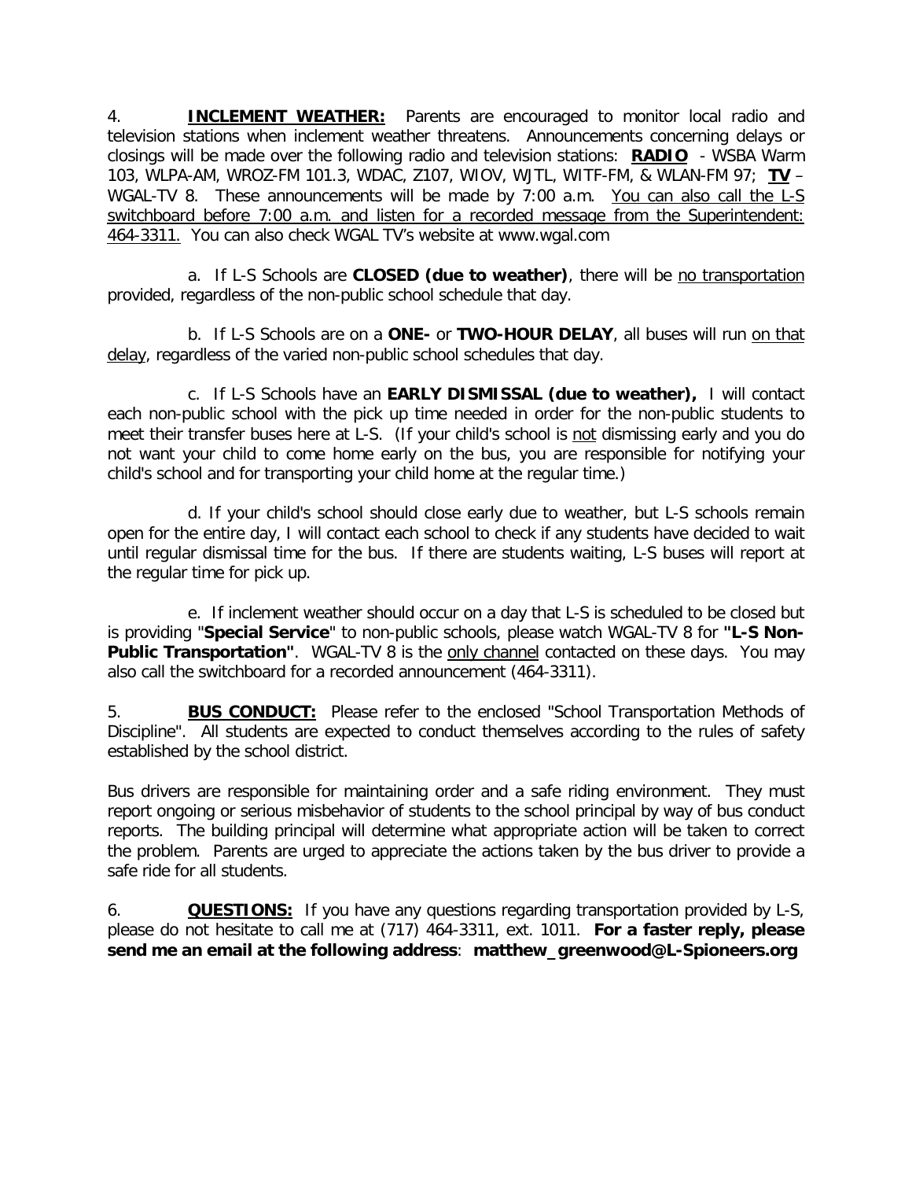4. **INCLEMENT WEATHER:** Parents are encouraged to monitor local radio and television stations when inclement weather threatens. Announcements concerning delays or closings will be made over the following radio and television stations: **RADIO** - WSBA Warm 103, WLPA-AM, WROZ-FM 101.3, WDAC, Z107, WIOV, WJTL, WITF-FM, & WLAN-FM 97; **TV** – WGAL-TV 8. These announcements will be made by 7:00 a.m. You can also call the L-S switchboard before 7:00 a.m. and listen for a recorded message from the Superintendent: 464-3311. You can also check WGAL TV's website at www.wgal.com

a. If L-S Schools are **CLOSED (due to weather)**, there will be no transportation provided, regardless of the non-public school schedule that day.

b. If L-S Schools are on a **ONE-** or **TWO-HOUR DELAY**, all buses will run on that delay, regardless of the varied non-public school schedules that day.

c. If L-S Schools have an **EARLY DISMISSAL (due to weather),** I will contact each non-public school with the pick up time needed in order for the non-public students to meet their transfer buses here at L-S. (If your child's school is not dismissing early and you do not want your child to come home early on the bus, you are responsible for notifying your child's school and for transporting your child home at the regular time.)

d. If your child's school should close early due to weather, but L-S schools remain open for the entire day, I will contact each school to check if any students have decided to wait until regular dismissal time for the bus. If there are students waiting, L-S buses will report at the regular time for pick up.

e. If inclement weather should occur on a day that L-S is scheduled to be closed but is providing "**Special Service**" to non-public schools, please watch WGAL-TV 8 for **"L-S Non-Public Transportation"**. WGAL-TV 8 is the only channel contacted on these days. You may also call the switchboard for a recorded announcement (464-3311).

5. **BUS CONDUCT:** Please refer to the enclosed "School Transportation Methods of Discipline". All students are expected to conduct themselves according to the rules of safety established by the school district.

Bus drivers are responsible for maintaining order and a safe riding environment. They must report ongoing or serious misbehavior of students to the school principal by way of bus conduct reports. The building principal will determine what appropriate action will be taken to correct the problem. Parents are urged to appreciate the actions taken by the bus driver to provide a safe ride for all students.

6. **QUESTIONS:** If you have any questions regarding transportation provided by L-S, please do not hesitate to call me at (717) 464-3311, ext. 1011. **For a faster reply, please send me an email at the following address**: **matthew_greenwood@L-Spioneers.org**